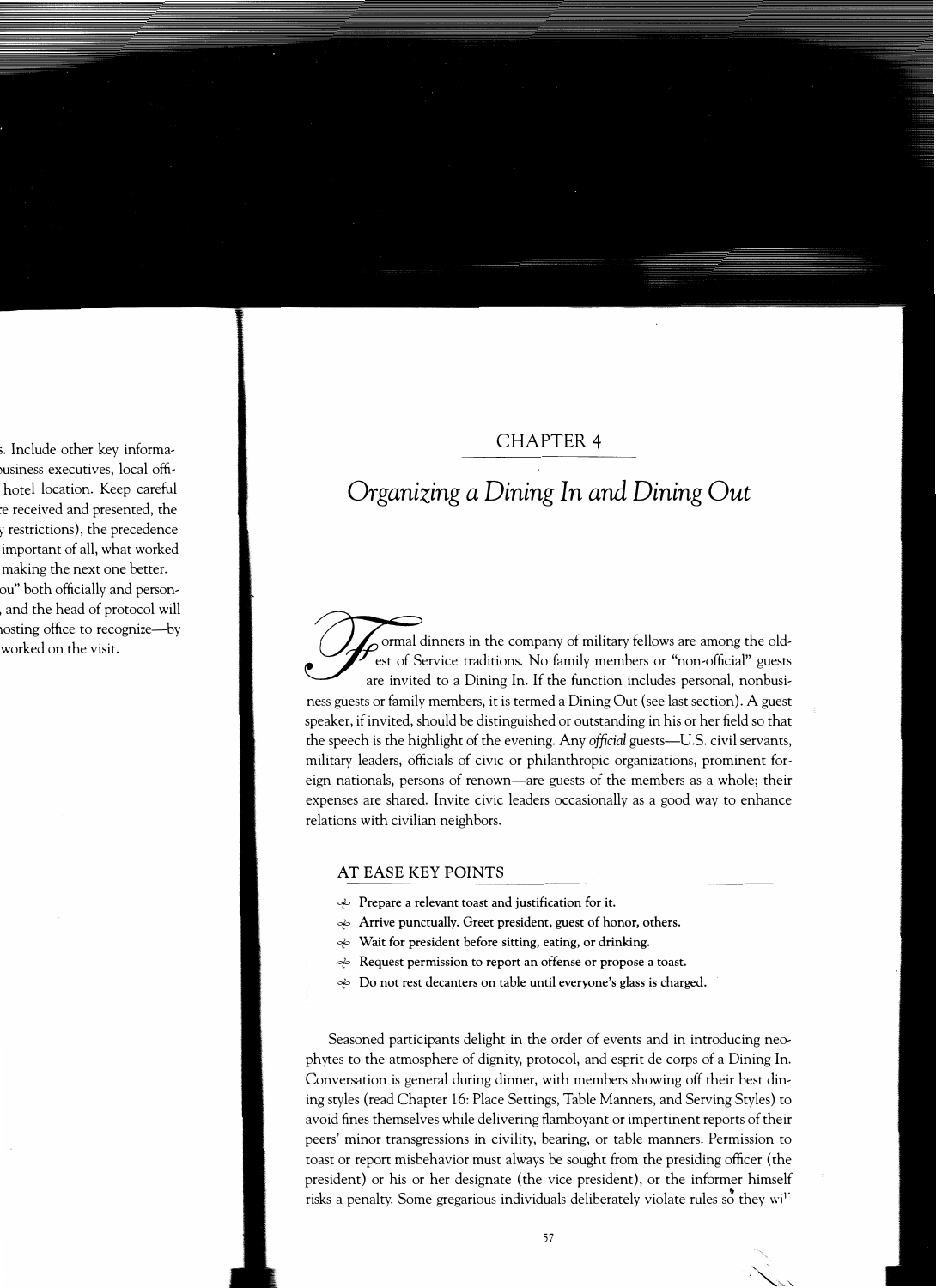## CHAPTER 4

# *Organizing a Dining In and Dining Out*

Formal dinners in the company of military fellows are among the oldest of Service traditions. No family members or "non-official" guests are invited to a Dining In. If the function includes personal, nonbusiness guests or family members, it is termed a Dining Out (see last section). A guest speaker, if invited, should be distinguished or outstanding in his or her field so that the speech is the highlight of the evening. Any *official* guests—U.S. civil servants, military leaders, officials of civic or philanthropic organizations, prominent foreign nationals, persons of renown—are guests of the members as a whole; their expenses are shared. Invite civic leaders occasionally as a good way to enhance relations with civilian neighbors.

### AT EASE KEY POINTS

- **Prepare a relevant toast and justification for it.**
- **Arrive punctually. Greet president, guest of honor, others.**
- **Wait for president before sitting, eating, or drinking.**
- **Request permission to report an offense or propose a toast.**
- **Do not rest decanters on table until everyone's glass is charged.**

Seasoned participants delight in the order of events and in introducing neophytes to the atmosphere of dignity, protocol, and esprit de corps of a Dining In. Conversation is general during dinner, with members showing off their best dining styles (read Chapter 16: Place Settings, Table Manners, and Serving Styles) to avoid fines themselves while delivering flamboyant or impertinent reports of their peers' minor transgressions in civility, bearing, or table manners. Permission to toast or report misbehavior must always be sought from the presiding officer (the president) or his or her designate (the vice president), or the informer himself risks a penalty. Some gregarious individuals deliberately violate rules so they wi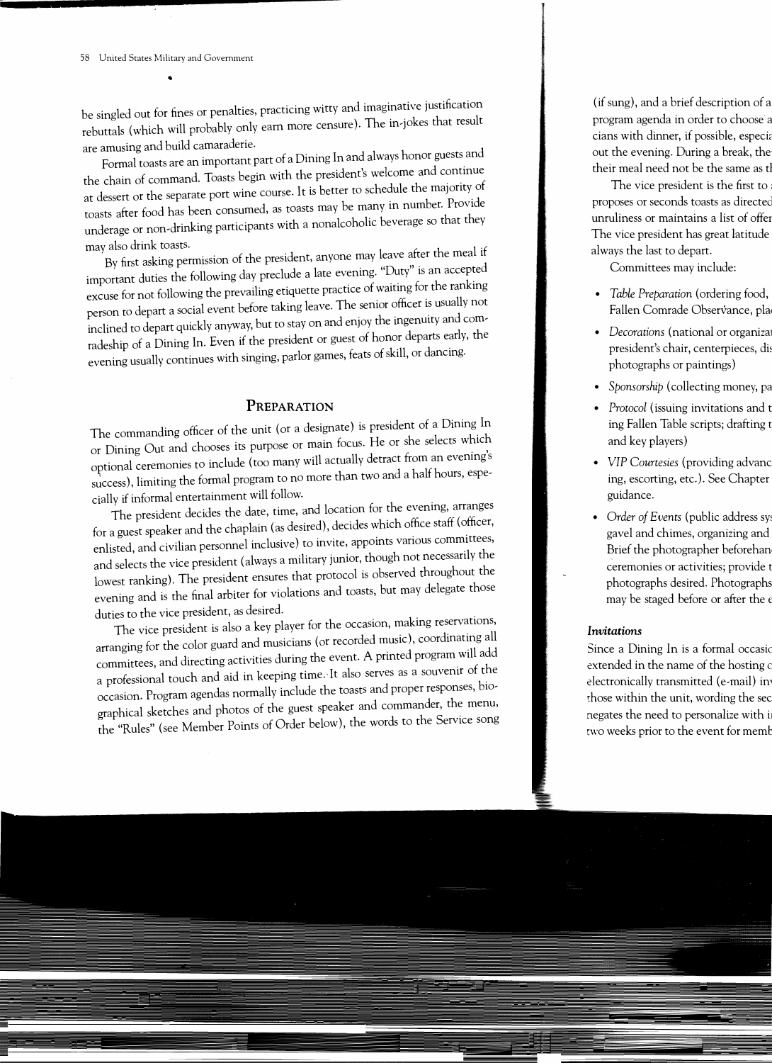be singled out for fines or penalties, practicing witty and imaginative justification rebuttals (which will probably only earn more censure). The in-jokes that result are amusing and build camaraderie.

Formal toasts are an important part of a Dining In and always honor guests and the chain of command. Toasts begin with the president's welcome and continue at dessert or the separate port wine course. It is better to schedule the majority of toasts after food has been consumed, as toasts may be many in number. Provide underage or non-drinking participants with a nonalcoholic beverage so that they may also drink toasts.

By first asking permission of the president, anyone may leave after the meal if important duties the following day preclude a late evening. "Duty" is an accepted excuse for not following the prevailing etiquette practice of waiting for the ranking person to depart a social event before taking leave. The senior officer is usually not inclined to depart quickly anyway, but to stay on and enjoy the ingenuity and comradeship of a Dining In. Even if the president or guest of honor departs early, the evening usually continues with singing, parlor games, feats of skill, or dancing.

## Preparation

The commanding officer of the unit (or a designate) is president of a Dining In or Dining Out and chooses its purpose or main focus. He or she selects which optional ceremonies to include (too many will actually detract from an evening's success), limiting the formal program to no more than two and a half hours, especially if informal entertainment will follow.

The president decides the date, time, and location for the evening, arranges for a guest speaker and the chaplain (as desired), decides which office staff (officer, enlisted, and civilian personnel inclusive) to invite, appoints various committees, and selects the vice president (always a military junior, though not necessarily the lowest ranking). The president ensures that protocol is observed throughout the evening and is the final arbiter for violations and toasts, but may delegate those duties to the vice president, as desired.

The vice president is also a key player for the occasion, making reservations, arranging for the color guard and musicians (or recorded music), coordinating all committees, and directing activities during the event. A printed program will add a professional touch and aid in keeping time. It also serves as a souvenir of the occasion. Program agendas normally include the toasts and proper responses, biographical sketches and photos of the guest speaker and commander, the menu, the "Rules" (see Member Points of Order below), the words to the Service song (if sung), and a brief description of a

program agenda in order to choose a

cians with dinner, if possible, especia

out the evening. During a break, the

their meal need not be the same as th

The vice president is the first to

proposes or seconds toasts as directed

unruliness or maintains a list of offen

The vice president has great latitude

always the last to depart.

Committees may include:

- *Table Preparation* (ordering food, Fallen Comrade Observance, pla
- *Decorations* (national or organiza president's chair, centerpieces, dis photographs or paintings)
- *Sponsorship* (collecting money, pa
- *Protocol* (issuing invitations and t ing Fallen Table scripts; drafting t and key players)
- *VIP Courtesies* (providing advanc ing, escorting, etc.). See Chapter guidance.
- *Order of Events* (public address sys gavel and chimes, organizing and Brief the photographer beforehan ceremonies or activities; provide t photographs desired. Photographs may be staged before or after the e

### Invitations

Since a Dining In is a formal occasio

extended in the name of the hosting c

electronically transmitted (e-mail) in

those within the unit, wording the sec

negates the need to personalize with i

two weeks prior to the event for memb